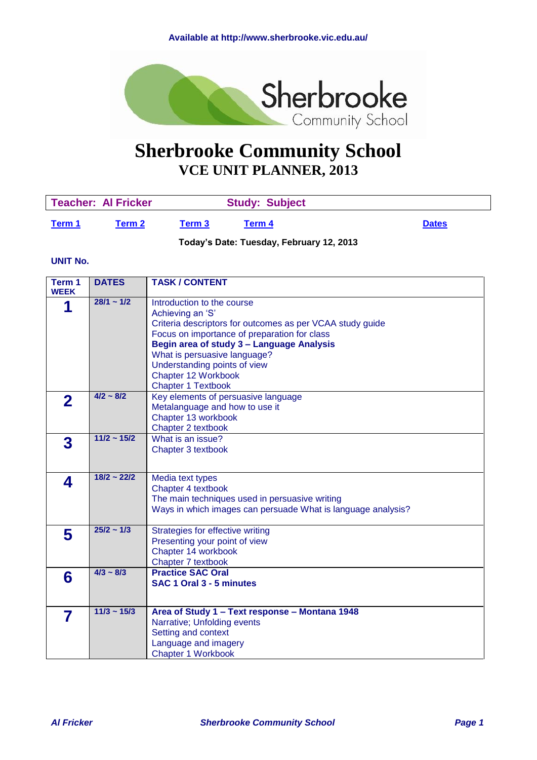Available at http://www.sherbrooke.vic.edu.au/

# Sherbrooke Community School

## VCE UNIT PLANNER, 2013

| Teacher: Al Fricker | Study: Subject |
|---|---|

Term 1   Term 2   Term 3   Term 4   Dates

**Today's Date: Tuesday, February 12, 2013**

**UNIT No.**

| Term 1 WEEK | DATES | TASK / CONTENT |
|---|---|---|
| **1** | **28/1 ~ 1/2** | Introduction to the course<br>Achieving an 'S'<br>Criteria descriptors for outcomes as per VCAA study guide<br>Focus on importance of preparation for class<br>**Begin area of study 3 – Language Analysis**<br>What is persuasive language?<br>Understanding points of view<br>Chapter 12 Workbook<br>Chapter 1 Textbook |
| **2** | **4/2 ~ 8/2** | Key elements of persuasive language<br>Metalanguage and how to use it<br>Chapter 13 workbook<br>Chapter 2 textbook |
| **3** | **11/2 ~ 15/2** | What is an issue?<br>Chapter 3 textbook |
| **4** | **18/2 ~ 22/2** | Media text types<br>Chapter 4 textbook<br>The main techniques used in persuasive writing<br>Ways in which images can persuade What is language analysis? |
| **5** | **25/2 ~ 1/3** | Strategies for effective writing<br>Presenting your point of view<br>Chapter 14 workbook<br>Chapter 7 textbook |
| **6** | **4/3 ~ 8/3** | **Practice SAC Oral**<br>**SAC 1 Oral 3 - 5 minutes** |
| **7** | **11/3 ~ 15/3** | **Area of Study 1 – Text response – Montana 1948**<br>Narrative; Unfolding events<br>Setting and context<br>Language and imagery<br>Chapter 1 Workbook |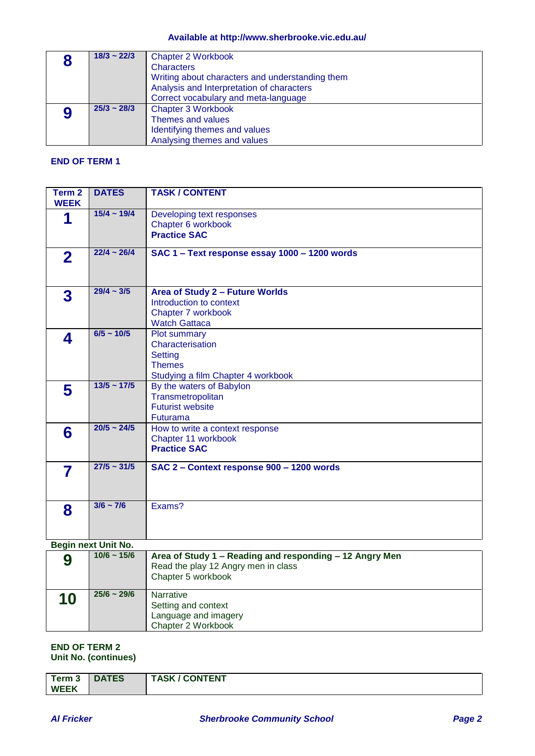Available at http://www.sherbrooke.vic.edu.au/

| | | |
|---|---|---|
| **8** | **18/3 ~ 22/3** | Chapter 2 Workbook<br>Characters<br>Writing about characters and understanding them<br>Analysis and Interpretation of characters<br>Correct vocabulary and meta-language |
| **9** | **25/3 ~ 28/3** | Chapter 3 Workbook<br>Themes and values<br>Identifying themes and values<br>Analysing themes and values |

**END OF TERM 1**

| Term 2 WEEK | DATES | TASK / CONTENT |
|---|---|---|
| **1** | **15/4 ~ 19/4** | Developing text responses<br>Chapter 6 workbook<br>**Practice SAC** |
| **2** | **22/4 ~ 26/4** | **SAC 1 – Text response essay 1000 – 1200 words** |
| **3** | **29/4 ~ 3/5** | **Area of Study 2 – Future Worlds**<br>Introduction to context<br>Chapter 7 workbook<br>Watch Gattaca |
| **4** | **6/5 ~ 10/5** | Plot summary<br>Characterisation<br>Setting<br>Themes<br>Studying a film Chapter 4 workbook |
| **5** | **13/5 ~ 17/5** | By the waters of Babylon<br>Transmetropolitan<br>Futurist website<br>Futurama |
| **6** | **20/5 ~ 24/5** | How to write a context response<br>Chapter 11 workbook<br>**Practice SAC** |
| **7** | **27/5 ~ 31/5** | **SAC 2 – Context response 900 – 1200 words** |
| **8** | **3/6 ~ 7/6** | Exams? |

**Begin next Unit No.**

| | | |
|---|---|---|
| **9** | **10/6 ~ 15/6** | **Area of Study 1 – Reading and responding – 12 Angry Men**<br>Read the play 12 Angry men in class<br>Chapter 5 workbook |
| **10** | **25/6 ~ 29/6** | Narrative<br>Setting and context<br>Language and imagery<br>Chapter 2 Workbook |

**END OF TERM 2**
**Unit No. (continues)**

| Term 3 WEEK | DATES | TASK / CONTENT |
|---|---|---|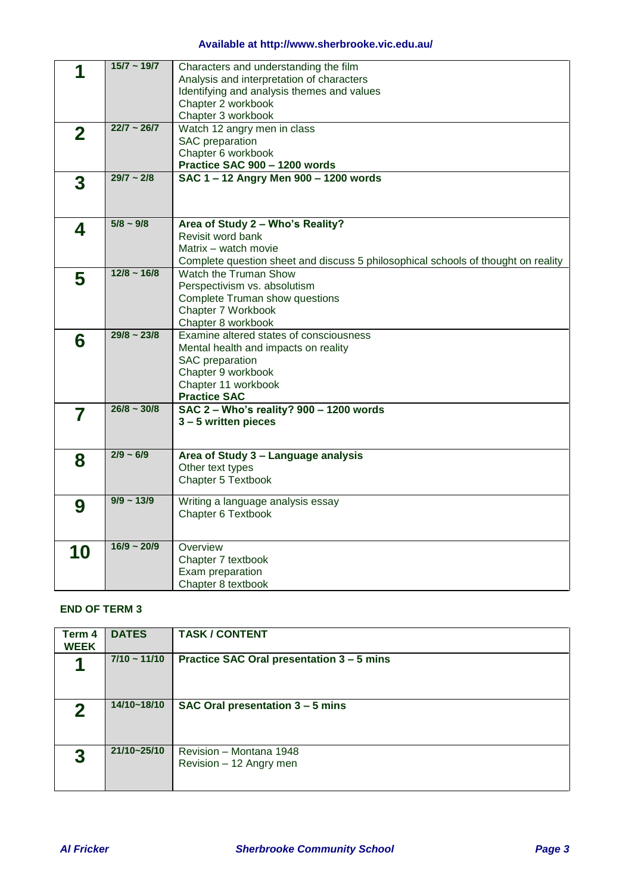**Available at http://www.sherbrooke.vic.edu.au/**

| | | |
|---|---|---|
| **1** | **15/7 ~ 19/7** | Characters and understanding the film<br>Analysis and interpretation of characters<br>Identifying and analysis themes and values<br>Chapter 2 workbook<br>Chapter 3 workbook |
| **2** | **22/7 ~ 26/7** | Watch 12 angry men in class<br>SAC preparation<br>Chapter 6 workbook<br>**Practice SAC 900 – 1200 words** |
| **3** | **29/7 ~ 2/8** | **SAC 1 – 12 Angry Men 900 – 1200 words** |
| **4** | **5/8 ~ 9/8** | **Area of Study 2 – Who's Reality?**<br>Revisit word bank<br>Matrix – watch movie<br>Complete question sheet and discuss 5 philosophical schools of thought on reality |
| **5** | **12/8 ~ 16/8** | Watch the Truman Show<br>Perspectivism vs. absolutism<br>Complete Truman show questions<br>Chapter 7 Workbook<br>Chapter 8 workbook |
| **6** | **29/8 ~ 23/8** | Examine altered states of consciousness<br>Mental health and impacts on reality<br>SAC preparation<br>Chapter 9 workbook<br>Chapter 11 workbook<br>**Practice SAC** |
| **7** | **26/8 ~ 30/8** | **SAC 2 – Who's reality? 900 – 1200 words**<br>**3 – 5 written pieces** |
| **8** | **2/9 ~ 6/9** | **Area of Study 3 – Language analysis**<br>Other text types<br>Chapter 5 Textbook |
| **9** | **9/9 ~ 13/9** | Writing a language analysis essay<br>Chapter 6 Textbook |
| **10** | **16/9 ~ 20/9** | Overview<br>Chapter 7 textbook<br>Exam preparation<br>Chapter 8 textbook |

**END OF TERM 3**

| Term 4 WEEK | DATES | TASK / CONTENT |
|---|---|---|
| **1** | **7/10 ~ 11/10** | **Practice SAC Oral presentation 3 – 5 mins** |
| **2** | **14/10~18/10** | **SAC Oral presentation 3 – 5 mins** |
| **3** | **21/10~25/10** | Revision – Montana 1948<br>Revision – 12 Angry men |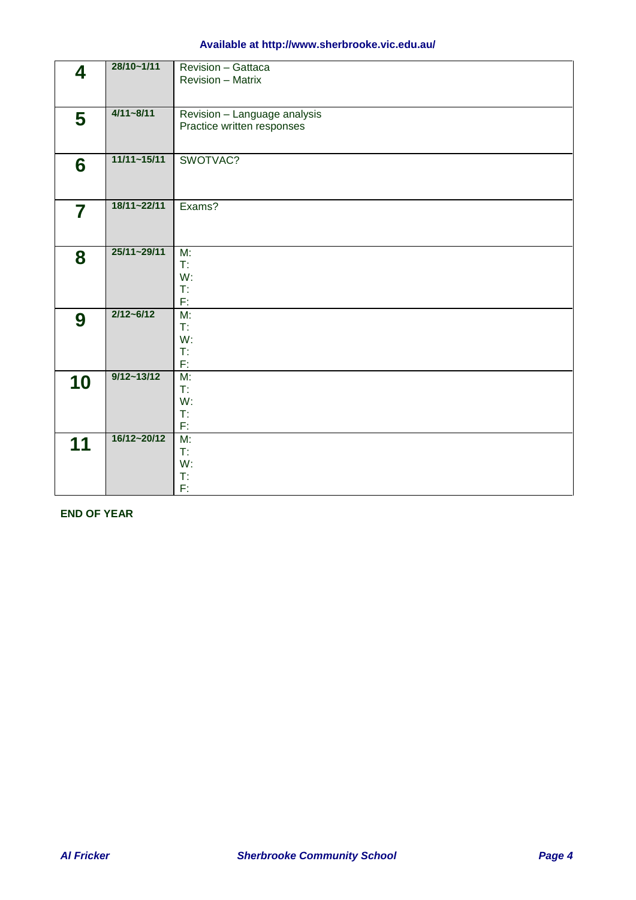| | | |
|---|---|---|
| **4** | **28/10~1/11** | Revision – Gattaca<br>Revision – Matrix |
| **5** | **4/11~8/11** | Revision – Language analysis<br>Practice written responses |
| **6** | **11/11~15/11** | SWOTVAC? |
| **7** | **18/11~22/11** | Exams? |
| **8** | **25/11~29/11** | M:<br>T:<br>W:<br>T:<br>F: |
| **9** | **2/12~6/12** | M:<br>T:<br>W:<br>T:<br>F: |
| **10** | **9/12~13/12** | M:<br>T:<br>W:<br>T:<br>F: |
| **11** | **16/12~20/12** | M:<br>T:<br>W:<br>T:<br>F: |

**END OF YEAR**